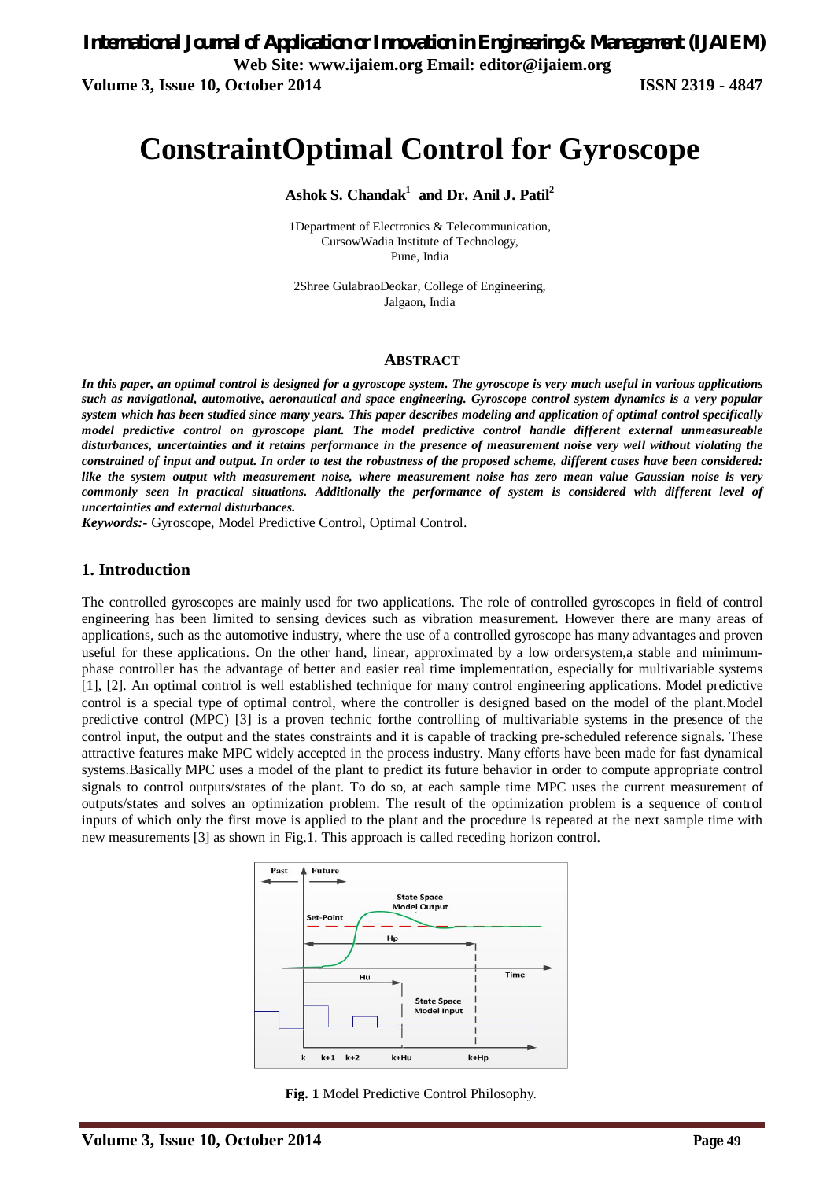# ConstraintOptimal Control for Gyroscope

**Ashok S. Chandak[1] and Dr. Anil J. Patil[2]**

1Department of Electronics & Telecommunication,
CursowWadia Institute of Technology,
Pune, India

2Shree GulabraoDeokar, College of Engineering,
Jalgaon, India

## ABSTRACT

***In this paper, an optimal control is designed for a gyroscope system. The gyroscope is very much useful in various applications such as navigational, automotive, aeronautical and space engineering. Gyroscope control system dynamics is a very popular system which has been studied since many years. This paper describes modeling and application of optimal control specifically model predictive control on gyroscope plant. The model predictive control handle different external unmeasureable disturbances, uncertainties and it retains performance in the presence of measurement noise very well without violating the constrained of input and output. In order to test the robustness of the proposed scheme, different cases have been considered: like the system output with measurement noise, where measurement noise has zero mean value Gaussian noise is very commonly seen in practical situations. Additionally the performance of system is considered with different level of uncertainties and external disturbances.***

***Keywords:-*** Gyroscope, Model Predictive Control, Optimal Control.

## 1. Introduction

The controlled gyroscopes are mainly used for two applications. The role of controlled gyroscopes in field of control engineering has been limited to sensing devices such as vibration measurement. However there are many areas of applications, such as the automotive industry, where the use of a controlled gyroscope has many advantages and proven useful for these applications. On the other hand, linear, approximated by a low ordersystem,a stable and minimum-phase controller has the advantage of better and easier real time implementation, especially for multivariable systems [1], [2]. An optimal control is well established technique for many control engineering applications. Model predictive control is a special type of optimal control, where the controller is designed based on the model of the plant.Model predictive control (MPC) [3] is a proven technic forthe controlling of multivariable systems in the presence of the control input, the output and the states constraints and it is capable of tracking pre-scheduled reference signals. These attractive features make MPC widely accepted in the process industry. Many efforts have been made for fast dynamical systems.Basically MPC uses a model of the plant to predict its future behavior in order to compute appropriate control signals to control outputs/states of the plant. To do so, at each sample time MPC uses the current measurement of outputs/states and solves an optimization problem. The result of the optimization problem is a sequence of control inputs of which only the first move is applied to the plant and the procedure is repeated at the next sample time with new measurements [3] as shown in Fig.1. This approach is called receding horizon control.

**Fig. 1** Model Predictive Control Philosophy.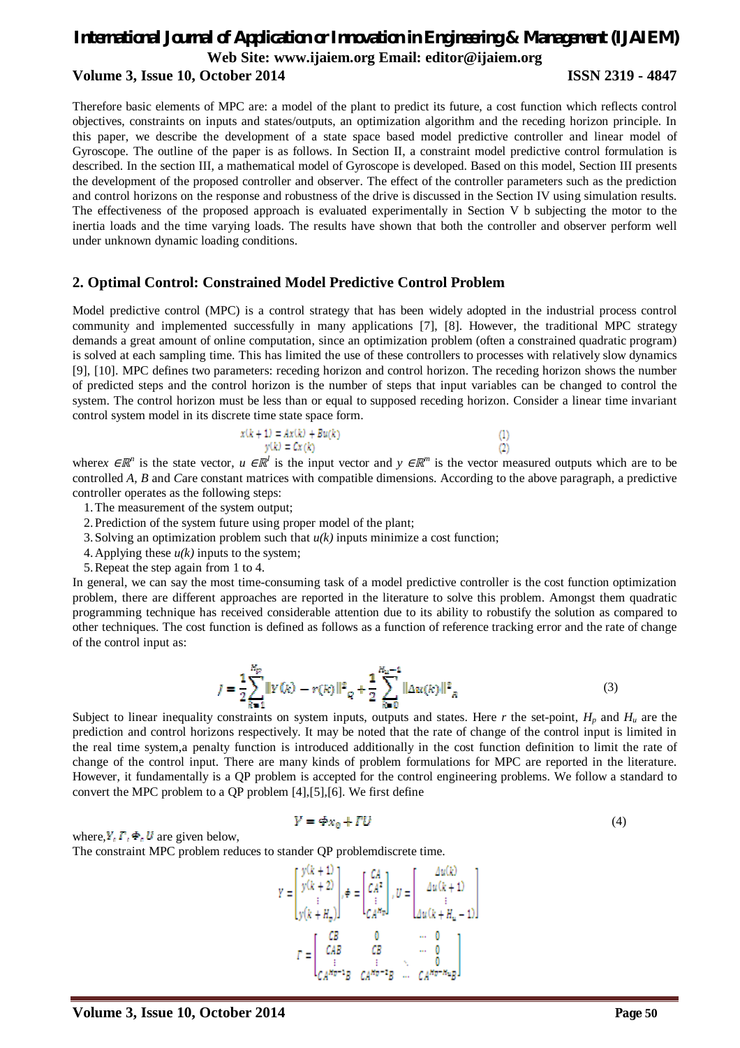Therefore basic elements of MPC are: a model of the plant to predict its future, a cost function which reflects control objectives, constraints on inputs and states/outputs, an optimization algorithm and the receding horizon principle. In this paper, we describe the development of a state space based model predictive controller and linear model of Gyroscope. The outline of the paper is as follows. In Section II, a constraint model predictive control formulation is described. In the section III, a mathematical model of Gyroscope is developed. Based on this model, Section III presents the development of the proposed controller and observer. The effect of the controller parameters such as the prediction and control horizons on the response and robustness of the drive is discussed in the Section IV using simulation results. The effectiveness of the proposed approach is evaluated experimentally in Section V b subjecting the motor to the inertia loads and the time varying loads. The results have shown that both the controller and observer perform well under unknown dynamic loading conditions.

## 2. Optimal Control: Constrained Model Predictive Control Problem

Model predictive control (MPC) is a control strategy that has been widely adopted in the industrial process control community and implemented successfully in many applications [7], [8]. However, the traditional MPC strategy demands a great amount of online computation, since an optimization problem (often a constrained quadratic program) is solved at each sampling time. This has limited the use of these controllers to processes with relatively slow dynamics [9], [10]. MPC defines two parameters: receding horizon and control horizon. The receding horizon shows the number of predicted steps and the control horizon is the number of steps that input variables can be changed to control the system. The control horizon must be less than or equal to supposed receding horizon. Consider a linear time invariant control system model in its discrete time state space form.

$$x(k+1) = Ax(k) + Bu(k) \tag{1}$$

$$y(k) = Cx(k) \tag{2}$$

where $x \in \mathbb{R}^n$ is the state vector, $u \in \mathbb{R}^l$ is the input vector and $y \in \mathbb{R}^m$ is the vector measured outputs which are to be controlled *A*, *B* and *C*are constant matrices with compatible dimensions. According to the above paragraph, a predictive controller operates as the following steps:

1. The measurement of the system output;
2. Prediction of the system future using proper model of the plant;
3. Solving an optimization problem such that $u(k)$ inputs minimize a cost function;
4. Applying these $u(k)$ inputs to the system;
5. Repeat the step again from 1 to 4.

In general, we can say the most time-consuming task of a model predictive controller is the cost function optimization problem, there are different approaches are reported in the literature to solve this problem. Amongst them quadratic programming technique has received considerable attention due to its ability to robustify the solution as compared to other techniques. The cost function is defined as follows as a function of reference tracking error and the rate of change of the control input as:

$$J = \frac{1}{2}\sum_{k=1}^{H_p} \|Y(k) - r(k)\|^2_Q + \frac{1}{2}\sum_{k=0}^{H_u-1} \|\Delta u(k)\|^2_R \tag{3}$$

Subject to linear inequality constraints on system inputs, outputs and states. Here *r* the set-point, $H_p$ and $H_u$ are the prediction and control horizons respectively. It may be noted that the rate of change of the control input is limited in the real time system,a penalty function is introduced additionally in the cost function definition to limit the rate of change of the control input. There are many kinds of problem formulations for MPC are reported in the literature. However, it fundamentally is a QP problem is accepted for the control engineering problems. We follow a standard to convert the MPC problem to a QP problem [4],[5],[6]. We first define

$$Y = \Phi x_0 + \Gamma U \tag{4}$$

where, $Y, \Gamma, \Phi, U$ are given below,

The constraint MPC problem reduces to stander QP problemdiscrete time.

$$Y = \begin{bmatrix} y(k+1) \\ y(k+2) \\ \vdots \\ y(k+H_p) \end{bmatrix}, \Phi = \begin{bmatrix} CA \\ CA^2 \\ \vdots \\ CA^{H_p} \end{bmatrix}, U = \begin{bmatrix} \Delta u(k) \\ \Delta u(k+1) \\ \vdots \\ \Delta u(k+H_u-1) \end{bmatrix}$$

$$\Gamma = \begin{bmatrix} CB & 0 & \cdots & 0 \\ CAB & CB & \cdots & 0 \\ \vdots & \vdots & \ddots & 0 \\ CA^{H_p-1}B & CA^{H_p-2}B & \cdots & CA^{H_p-H_u}B \end{bmatrix}$$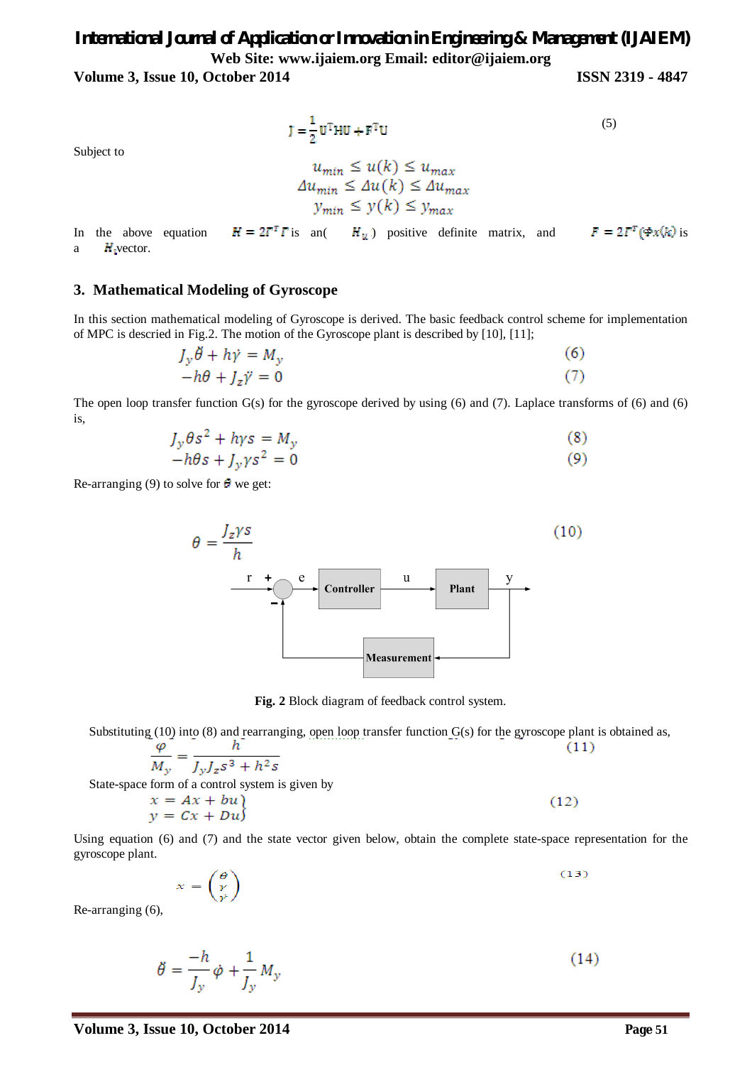$$J = \frac{1}{2}U^T H U + F^T U \tag{5}$$

Subject to

$$u_{min} \leq u(k) \leq u_{max}$$
$$\Delta u_{min} \leq \Delta u(k) \leq \Delta u_{max}$$
$$y_{min} \leq y(k) \leq y_{max}$$

In the above equation $H = 2\Gamma^T \Gamma$ is an( $H_u$ ) positive definite matrix, and $F = 2\Gamma^T(\Phi x(k))$ is a $H_i$vector.

## 3. Mathematical Modeling of Gyroscope

In this section mathematical modeling of Gyroscope is derived. The basic feedback control scheme for implementation of MPC is descried in Fig.2. The motion of the Gyroscope plant is described by [10], [11];

$$J_y \ddot{\theta} + h\dot{\gamma} = M_y \tag{6}$$
$$-h\theta + J_z \ddot{\gamma} = 0 \tag{7}$$

The open loop transfer function G(s) for the gyroscope derived by using (6) and (7). Laplace transforms of (6) and (6) is,

$$J_y \theta s^2 + h\gamma s = M_y \tag{8}$$
$$-h\theta s + J_y \gamma s^2 = 0 \tag{9}$$

Re-arranging (9) to solve for $\theta$ we get:

$$\theta = \frac{J_z \gamma s}{h} \tag{10}$$

**Fig. 2** Block diagram of feedback control system.

Substituting (10) into (8) and rearranging, open loop transfer function G(s) for the gyroscope plant is obtained as,

$$\frac{\varphi}{M_y} = \frac{h}{J_y J_z s^3 + h^2 s} \tag{11}$$

State-space form of a control system is given by

$$\left.\begin{aligned} x &= Ax + bu \\ y &= Cx + Du \end{aligned}\right\} \tag{12}$$

Using equation (6) and (7) and the state vector given below, obtain the complete state-space representation for the gyroscope plant.

$$x = \begin{pmatrix} \theta \\ \gamma \\ \dot{\gamma} \end{pmatrix} \tag{13}$$

Re-arranging (6),

$$\ddot{\theta} = \frac{-h}{J_y}\dot{\phi} + \frac{1}{J_y}M_y \tag{14}$$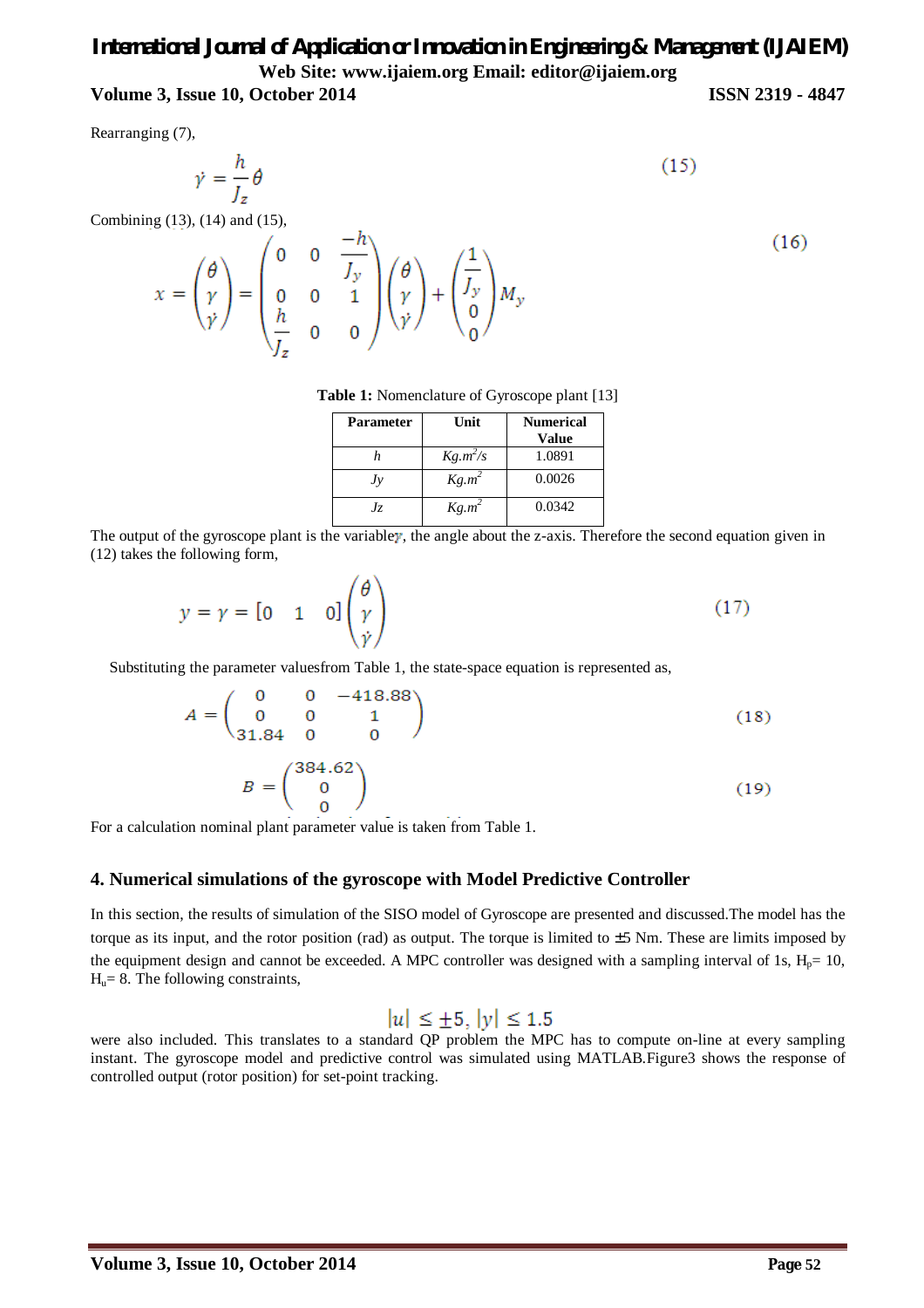Rearranging (7),

$$\dot{\gamma} = \frac{h}{J_z}\theta \qquad (15)$$

Combining (13), (14) and (15),

$$x = \begin{pmatrix} \theta \\ \gamma \\ \dot{\gamma} \end{pmatrix} = \begin{pmatrix} 0 & 0 & \frac{-h}{J_y} \\ 0 & 0 & 1 \\ \frac{h}{J_z} & 0 & 0 \end{pmatrix} \begin{pmatrix} \theta \\ \gamma \\ \dot{\gamma} \end{pmatrix} + \begin{pmatrix} \frac{1}{J_y} \\ 0 \\ 0 \end{pmatrix} M_y \qquad (16)$$

**Table 1:** Nomenclature of Gyroscope plant [13]

| Parameter | Unit | Numerical Value |
|---|---|---|
| $h$ | $Kg.m^2/s$ | 1.0891 |
| $Jy$ | $Kg.m^2$ | 0.0026 |
| $Jz$ | $Kg.m^2$ | 0.0342 |

The output of the gyroscope plant is the variable $\gamma$, the angle about the z-axis. Therefore the second equation given in (12) takes the following form,

$$y = \gamma = \begin{bmatrix} 0 & 1 & 0 \end{bmatrix} \begin{pmatrix} \theta \\ \gamma \\ \dot{\gamma} \end{pmatrix} \qquad (17)$$

Substituting the parameter valuesfrom Table 1, the state-space equation is represented as,

$$A = \begin{pmatrix} 0 & 0 & -418.88 \\ 0 & 0 & 1 \\ 31.84 & 0 & 0 \end{pmatrix} \qquad (18)$$

$$B = \begin{pmatrix} 384.62 \\ 0 \\ 0 \end{pmatrix} \qquad (19)$$

For a calculation nominal plant parameter value is taken from Table 1.

## 4. Numerical simulations of the gyroscope with Model Predictive Controller

In this section, the results of simulation of the SISO model of Gyroscope are presented and discussed.The model has the torque as its input, and the rotor position (rad) as output. The torque is limited to ±5 Nm. These are limits imposed by the equipment design and cannot be exceeded. A MPC controller was designed with a sampling interval of 1s, $H_p$= 10, $H_u$= 8. The following constraints,

$$|u| \leq \pm 5,\ |y| \leq 1.5$$

were also included. This translates to a standard QP problem the MPC has to compute on-line at every sampling instant. The gyroscope model and predictive control was simulated using MATLAB.Figure3 shows the response of controlled output (rotor position) for set-point tracking.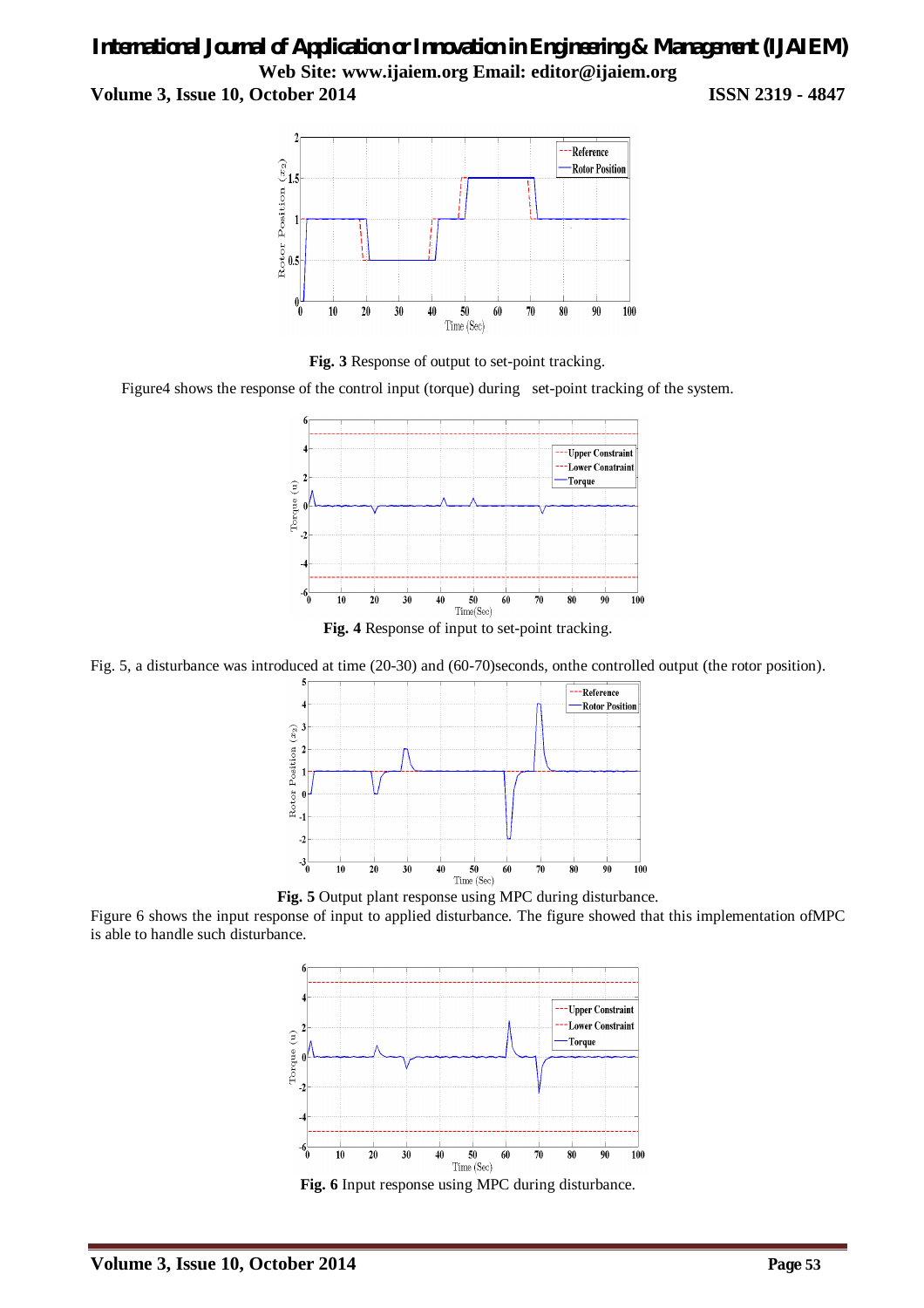**Fig. 3** Response of output to set-point tracking.

Figure4 shows the response of the control input (torque) during set-point tracking of the system.

**Fig. 4** Response of input to set-point tracking.

Fig. 5, a disturbance was introduced at time (20-30) and (60-70)seconds, onthe controlled output (the rotor position).

**Fig. 5** Output plant response using MPC during disturbance.

Figure 6 shows the input response of input to applied disturbance. The figure showed that this implementation ofMPC is able to handle such disturbance.

**Fig. 6** Input response using MPC during disturbance.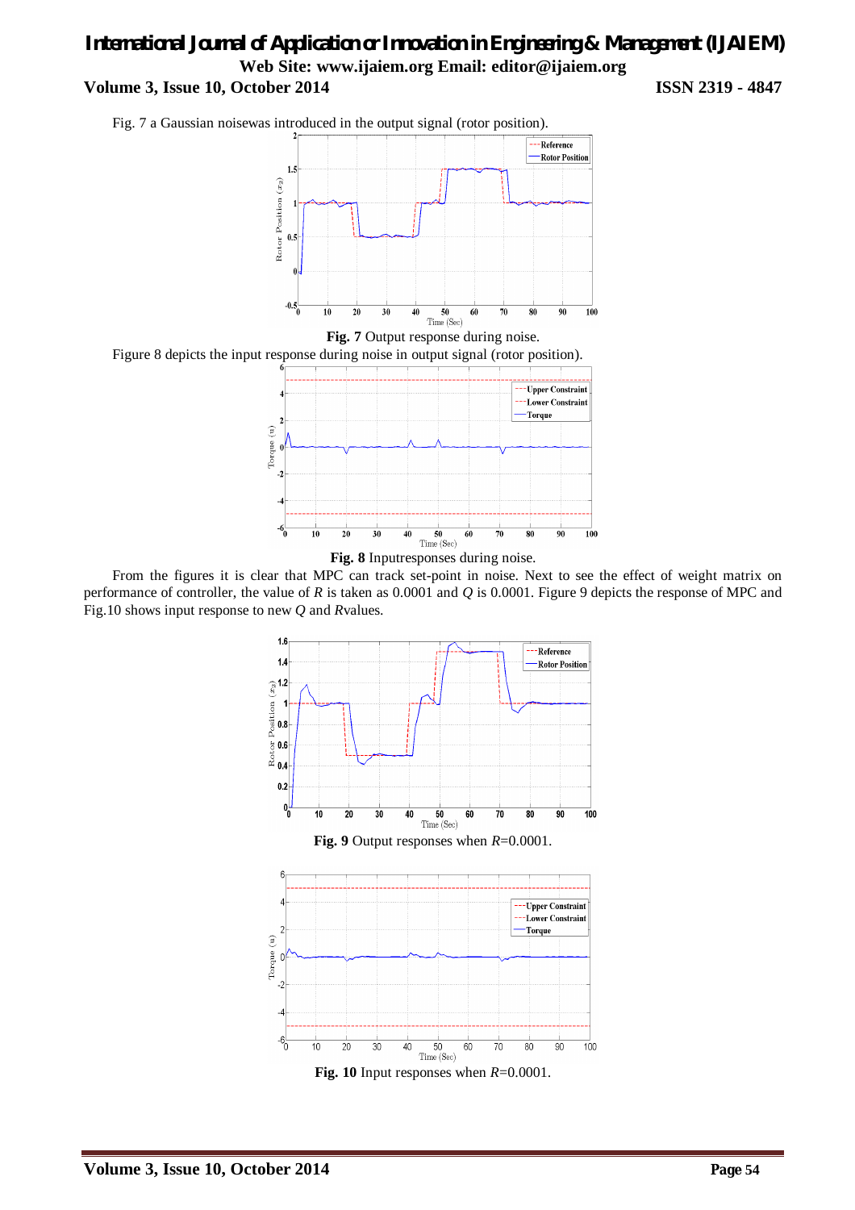Fig. 7 a Gaussian noisewas introduced in the output signal (rotor position).

**Fig. 7** Output response during noise.

Figure 8 depicts the input response during noise in output signal (rotor position).

**Fig. 8** Inputresponses during noise.

From the figures it is clear that MPC can track set-point in noise. Next to see the effect of weight matrix on performance of controller, the value of $R$ is taken as 0.0001 and $Q$ is 0.0001. Figure 9 depicts the response of MPC and Fig.10 shows input response to new $Q$ and $R$values.

**Fig. 9** Output responses when $R$=0.0001.

**Fig. 10** Input responses when $R$=0.0001.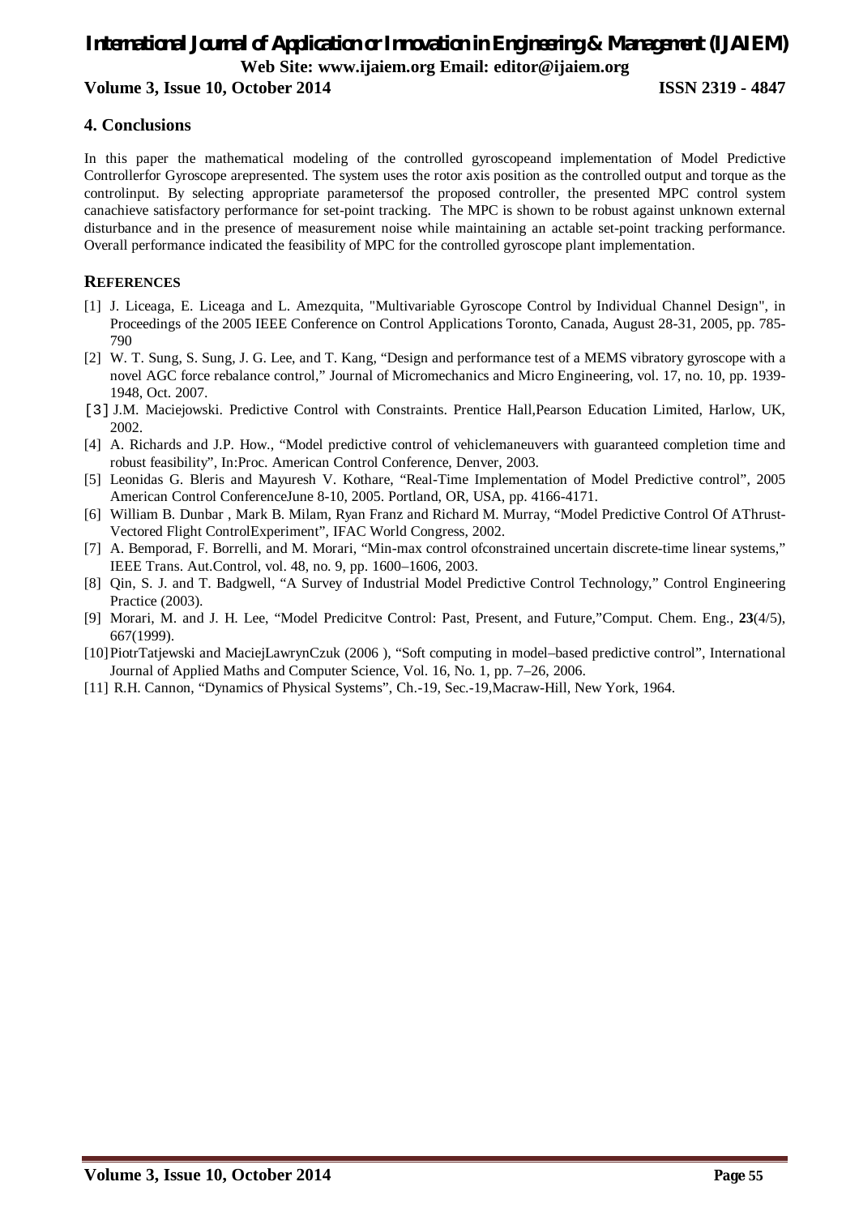## 4. Conclusions

In this paper the mathematical modeling of the controlled gyroscopeand implementation of Model Predictive Controllerfor Gyroscope arepresented. The system uses the rotor axis position as the controlled output and torque as the controlinput. By selecting appropriate parametersof the proposed controller, the presented MPC control system canachieve satisfactory performance for set-point tracking. The MPC is shown to be robust against unknown external disturbance and in the presence of measurement noise while maintaining an actable set-point tracking performance. Overall performance indicated the feasibility of MPC for the controlled gyroscope plant implementation.

## References

[1] J. Liceaga, E. Liceaga and L. Amezquita, "Multivariable Gyroscope Control by Individual Channel Design", in Proceedings of the 2005 IEEE Conference on Control Applications Toronto, Canada, August 28-31, 2005, pp. 785-790

[2] W. T. Sung, S. Sung, J. G. Lee, and T. Kang, "Design and performance test of a MEMS vibratory gyroscope with a novel AGC force rebalance control," Journal of Micromechanics and Micro Engineering, vol. 17, no. 10, pp. 1939-1948, Oct. 2007.

[3] J.M. Maciejowski. Predictive Control with Constraints. Prentice Hall,Pearson Education Limited, Harlow, UK, 2002.

[4] A. Richards and J.P. How., "Model predictive control of vehiclemaneuvers with guaranteed completion time and robust feasibility", In:Proc. American Control Conference, Denver, 2003.

[5] Leonidas G. Bleris and Mayuresh V. Kothare, "Real-Time Implementation of Model Predictive control", 2005 American Control ConferenceJune 8-10, 2005. Portland, OR, USA, pp. 4166-4171.

[6] William B. Dunbar , Mark B. Milam, Ryan Franz and Richard M. Murray, "Model Predictive Control Of AThrust-Vectored Flight ControlExperiment", IFAC World Congress, 2002.

[7] A. Bemporad, F. Borrelli, and M. Morari, "Min-max control ofconstrained uncertain discrete-time linear systems," IEEE Trans. Aut.Control, vol. 48, no. 9, pp. 1600–1606, 2003.

[8] Qin, S. J. and T. Badgwell, "A Survey of Industrial Model Predictive Control Technology," Control Engineering Practice (2003).

[9] Morari, M. and J. H. Lee, "Model Predicitve Control: Past, Present, and Future,"Comput. Chem. Eng., **23**(4/5), 667(1999).

[10] PiotrTatjewski and MaciejLawrynCzuk (2006 ), "Soft computing in model–based predictive control", International Journal of Applied Maths and Computer Science, Vol. 16, No. 1, pp. 7–26, 2006.

[11] R.H. Cannon, "Dynamics of Physical Systems", Ch.-19, Sec.-19,Macraw-Hill, New York, 1964.